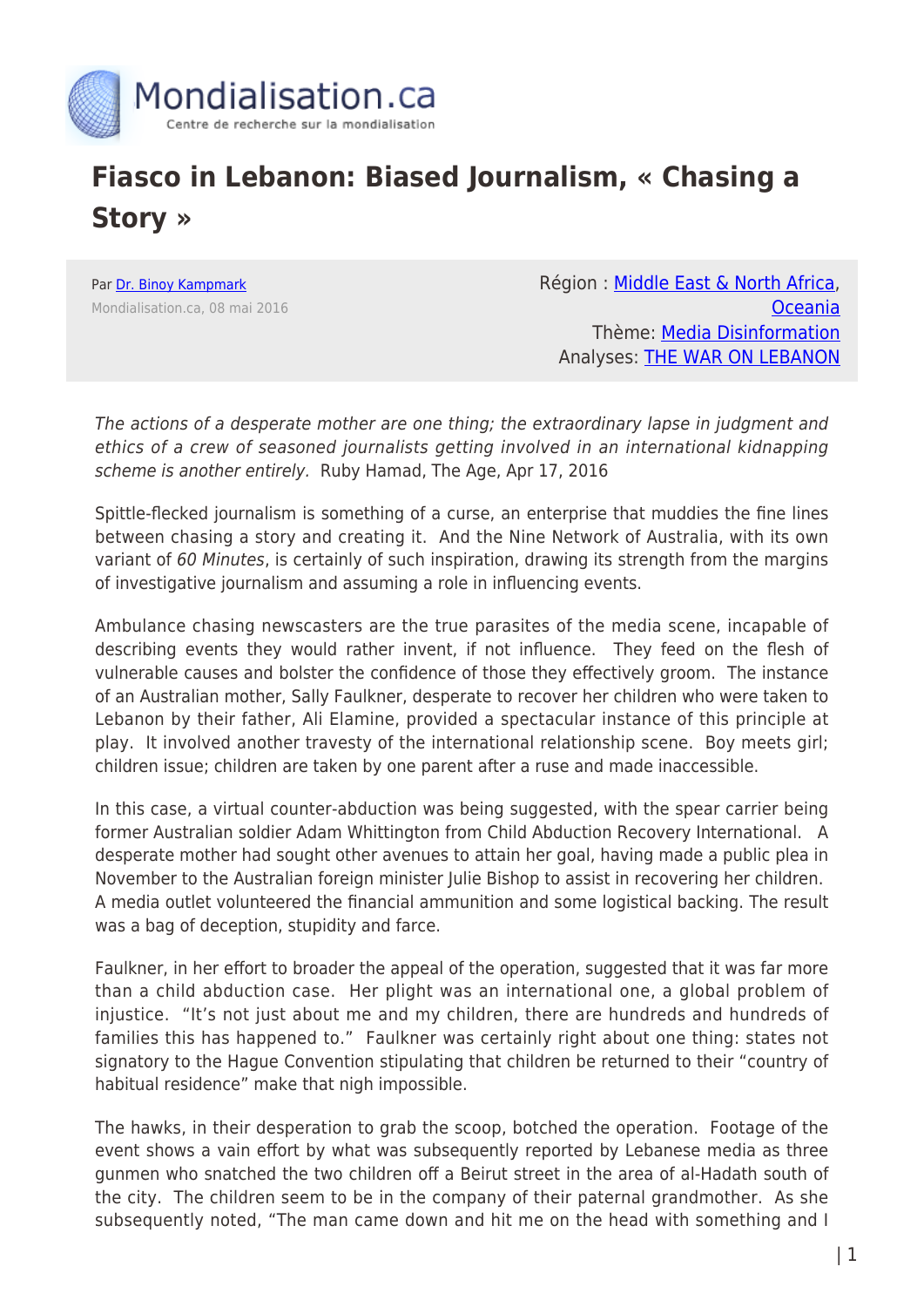# Fiasco in Lebanon: Biased Journalism, « Chasing a Story »

Par Dr. Binoy Kampmark
Mondialisation.ca, 08 mai 2016

Région : Middle East & North Africa, Oceania
Thème: Media Disinformation
Analyses: THE WAR ON LEBANON

*The actions of a desperate mother are one thing; the extraordinary lapse in judgment and ethics of a crew of seasoned journalists getting involved in an international kidnapping scheme is another entirely.* Ruby Hamad, The Age, Apr 17, 2016

Spittle-flecked journalism is something of a curse, an enterprise that muddies the fine lines between chasing a story and creating it. And the Nine Network of Australia, with its own variant of *60 Minutes*, is certainly of such inspiration, drawing its strength from the margins of investigative journalism and assuming a role in influencing events.

Ambulance chasing newscasters are the true parasites of the media scene, incapable of describing events they would rather invent, if not influence. They feed on the flesh of vulnerable causes and bolster the confidence of those they effectively groom. The instance of an Australian mother, Sally Faulkner, desperate to recover her children who were taken to Lebanon by their father, Ali Elamine, provided a spectacular instance of this principle at play. It involved another travesty of the international relationship scene. Boy meets girl; children issue; children are taken by one parent after a ruse and made inaccessible.

In this case, a virtual counter-abduction was being suggested, with the spear carrier being former Australian soldier Adam Whittington from Child Abduction Recovery International. A desperate mother had sought other avenues to attain her goal, having made a public plea in November to the Australian foreign minister Julie Bishop to assist in recovering her children. A media outlet volunteered the financial ammunition and some logistical backing. The result was a bag of deception, stupidity and farce.

Faulkner, in her effort to broader the appeal of the operation, suggested that it was far more than a child abduction case. Her plight was an international one, a global problem of injustice. "It's not just about me and my children, there are hundreds and hundreds of families this has happened to." Faulkner was certainly right about one thing: states not signatory to the Hague Convention stipulating that children be returned to their "country of habitual residence" make that nigh impossible.

The hawks, in their desperation to grab the scoop, botched the operation. Footage of the event shows a vain effort by what was subsequently reported by Lebanese media as three gunmen who snatched the two children off a Beirut street in the area of al-Hadath south of the city. The children seem to be in the company of their paternal grandmother. As she subsequently noted, "The man came down and hit me on the head with something and I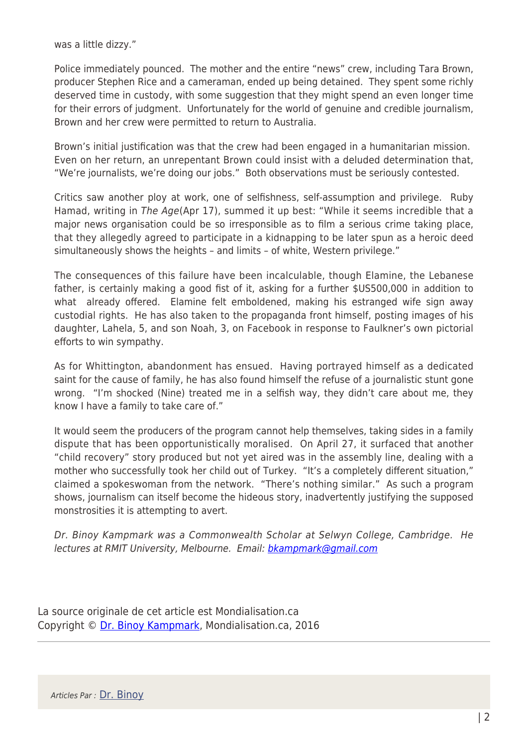was a little dizzy."

Police immediately pounced. The mother and the entire "news" crew, including Tara Brown, producer Stephen Rice and a cameraman, ended up being detained. They spent some richly deserved time in custody, with some suggestion that they might spend an even longer time for their errors of judgment. Unfortunately for the world of genuine and credible journalism, Brown and her crew were permitted to return to Australia.

Brown's initial justification was that the crew had been engaged in a humanitarian mission. Even on her return, an unrepentant Brown could insist with a deluded determination that, "We're journalists, we're doing our jobs." Both observations must be seriously contested.

Critics saw another ploy at work, one of selfishness, self-assumption and privilege. Ruby Hamad, writing in *The Age*(Apr 17), summed it up best: "While it seems incredible that a major news organisation could be so irresponsible as to film a serious crime taking place, that they allegedly agreed to participate in a kidnapping to be later spun as a heroic deed simultaneously shows the heights – and limits – of white, Western privilege."

The consequences of this failure have been incalculable, though Elamine, the Lebanese father, is certainly making a good fist of it, asking for a further $US500,000 in addition to what already offered. Elamine felt emboldened, making his estranged wife sign away custodial rights. He has also taken to the propaganda front himself, posting images of his daughter, Lahela, 5, and son Noah, 3, on Facebook in response to Faulkner's own pictorial efforts to win sympathy.

As for Whittington, abandonment has ensued. Having portrayed himself as a dedicated saint for the cause of family, he has also found himself the refuse of a journalistic stunt gone wrong. "I'm shocked (Nine) treated me in a selfish way, they didn't care about me, they know I have a family to take care of."

It would seem the producers of the program cannot help themselves, taking sides in a family dispute that has been opportunistically moralised. On April 27, it surfaced that another "child recovery" story produced but not yet aired was in the assembly line, dealing with a mother who successfully took her child out of Turkey. "It's a completely different situation," claimed a spokeswoman from the network. "There's nothing similar." As such a program shows, journalism can itself become the hideous story, inadvertently justifying the supposed monstrosities it is attempting to avert.

*Dr. Binoy Kampmark was a Commonwealth Scholar at Selwyn College, Cambridge. He lectures at RMIT University, Melbourne. Email: bkampmark@gmail.com*

La source originale de cet article est Mondialisation.ca
Copyright © Dr. Binoy Kampmark, Mondialisation.ca, 2016

*Articles Par :* Dr. Binoy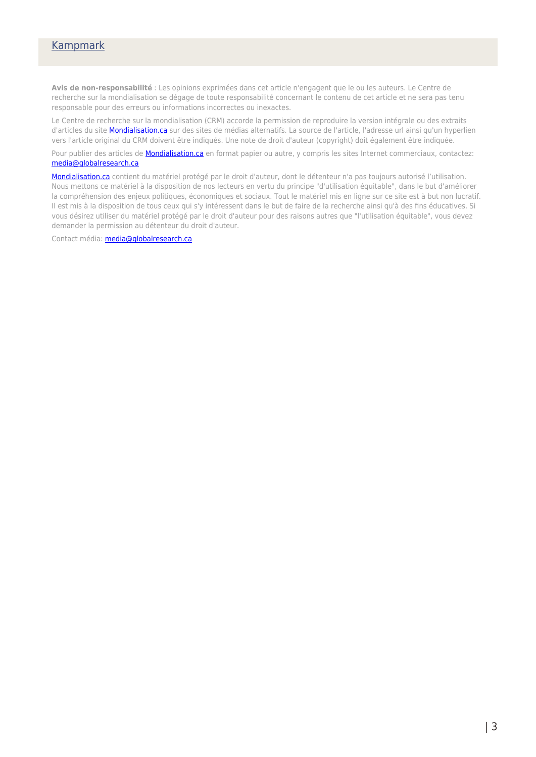Kampmark

**Avis de non-responsabilité** : Les opinions exprimées dans cet article n'engagent que le ou les auteurs. Le Centre de recherche sur la mondialisation se dégage de toute responsabilité concernant le contenu de cet article et ne sera pas tenu responsable pour des erreurs ou informations incorrectes ou inexactes.

Le Centre de recherche sur la mondialisation (CRM) accorde la permission de reproduire la version intégrale ou des extraits d'articles du site Mondialisation.ca sur des sites de médias alternatifs. La source de l'article, l'adresse url ainsi qu'un hyperlien vers l'article original du CRM doivent être indiqués. Une note de droit d'auteur (copyright) doit également être indiquée.

Pour publier des articles de Mondialisation.ca en format papier ou autre, y compris les sites Internet commerciaux, contactez: media@globalresearch.ca

Mondialisation.ca contient du matériel protégé par le droit d'auteur, dont le détenteur n'a pas toujours autorisé l'utilisation. Nous mettons ce matériel à la disposition de nos lecteurs en vertu du principe "d'utilisation équitable", dans le but d'améliorer la compréhension des enjeux politiques, économiques et sociaux. Tout le matériel mis en ligne sur ce site est à but non lucratif. Il est mis à la disposition de tous ceux qui s'y intéressent dans le but de faire de la recherche ainsi qu'à des fins éducatives. Si vous désirez utiliser du matériel protégé par le droit d'auteur pour des raisons autres que "l'utilisation équitable", vous devez demander la permission au détenteur du droit d'auteur.

Contact média: media@globalresearch.ca